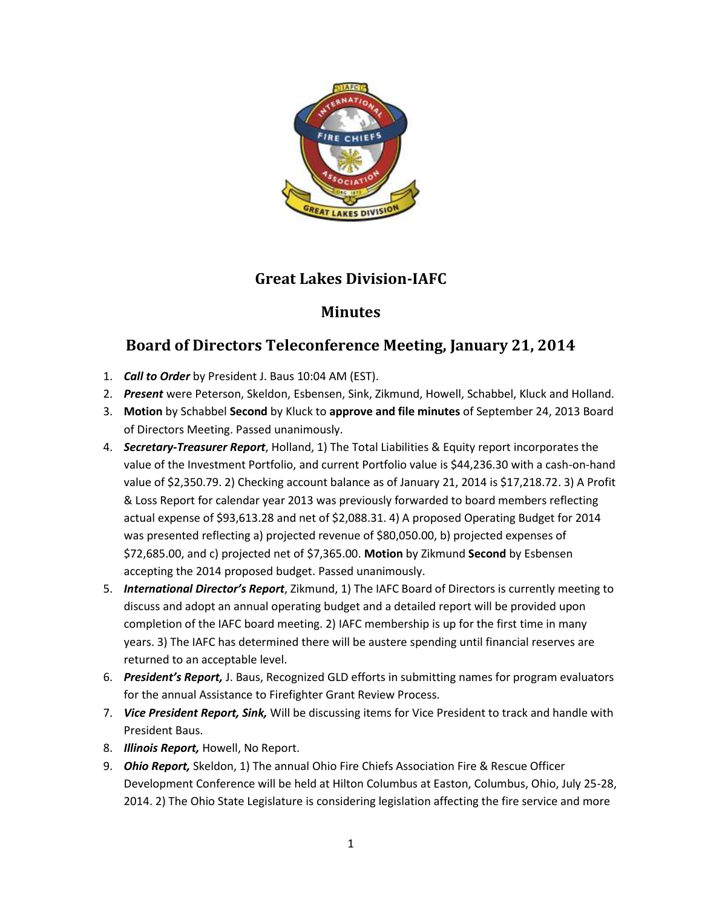# Great Lakes Division-IAFC

## Minutes

## Board of Directors Teleconference Meeting, January 21, 2014

1. ***Call to Order*** by President J. Baus 10:04 AM (EST).
2. ***Present*** were Peterson, Skeldon, Esbensen, Sink, Zikmund, Howell, Schabbel, Kluck and Holland.
3. **Motion** by Schabbel **Second** by Kluck to **approve and file minutes** of September 24, 2013 Board of Directors Meeting. Passed unanimously.
4. ***Secretary-Treasurer Report***, Holland, 1) The Total Liabilities & Equity report incorporates the value of the Investment Portfolio, and current Portfolio value is $44,236.30 with a cash-on-hand value of $2,350.79. 2) Checking account balance as of January 21, 2014 is $17,218.72. 3) A Profit & Loss Report for calendar year 2013 was previously forwarded to board members reflecting actual expense of $93,613.28 and net of $2,088.31. 4) A proposed Operating Budget for 2014 was presented reflecting a) projected revenue of $80,050.00, b) projected expenses of $72,685.00, and c) projected net of $7,365.00. **Motion** by Zikmund **Second** by Esbensen accepting the 2014 proposed budget. Passed unanimously.
5. ***International Director's Report***, Zikmund, 1) The IAFC Board of Directors is currently meeting to discuss and adopt an annual operating budget and a detailed report will be provided upon completion of the IAFC board meeting. 2) IAFC membership is up for the first time in many years. 3) The IAFC has determined there will be austere spending until financial reserves are returned to an acceptable level.
6. ***President's Report,*** J. Baus, Recognized GLD efforts in submitting names for program evaluators for the annual Assistance to Firefighter Grant Review Process.
7. ***Vice President Report, Sink,*** Will be discussing items for Vice President to track and handle with President Baus.
8. ***Illinois Report,*** Howell, No Report.
9. ***Ohio Report,*** Skeldon, 1) The annual Ohio Fire Chiefs Association Fire & Rescue Officer Development Conference will be held at Hilton Columbus at Easton, Columbus, Ohio, July 25-28, 2014. 2) The Ohio State Legislature is considering legislation affecting the fire service and more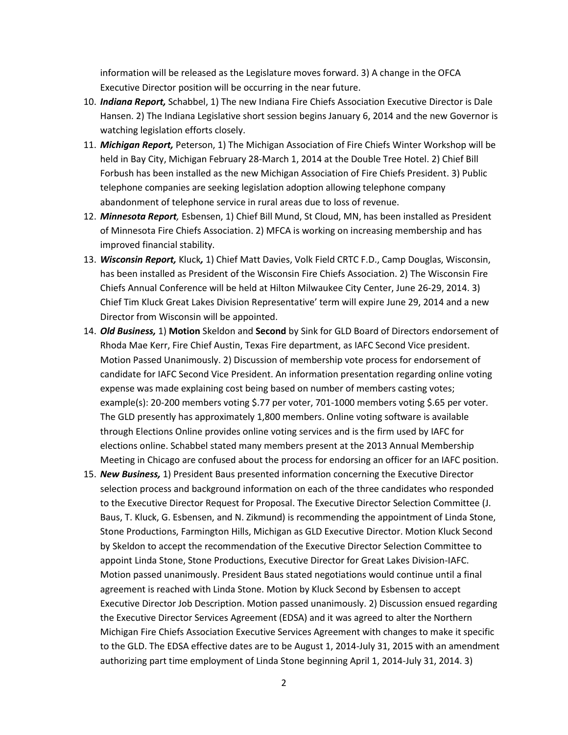information will be released as the Legislature moves forward. 3) A change in the OFCA Executive Director position will be occurring in the near future.

10. ***Indiana Report,*** Schabbel, 1) The new Indiana Fire Chiefs Association Executive Director is Dale Hansen. 2) The Indiana Legislative short session begins January 6, 2014 and the new Governor is watching legislation efforts closely.
11. ***Michigan Report,*** Peterson, 1) The Michigan Association of Fire Chiefs Winter Workshop will be held in Bay City, Michigan February 28-March 1, 2014 at the Double Tree Hotel. 2) Chief Bill Forbush has been installed as the new Michigan Association of Fire Chiefs President. 3) Public telephone companies are seeking legislation adoption allowing telephone company abandonment of telephone service in rural areas due to loss of revenue.
12. ***Minnesota Report,*** Esbensen, 1) Chief Bill Mund, St Cloud, MN, has been installed as President of Minnesota Fire Chiefs Association. 2) MFCA is working on increasing membership and has improved financial stability.
13. ***Wisconsin Report,*** Kluck***,*** 1) Chief Matt Davies, Volk Field CRTC F.D., Camp Douglas, Wisconsin, has been installed as President of the Wisconsin Fire Chiefs Association. 2) The Wisconsin Fire Chiefs Annual Conference will be held at Hilton Milwaukee City Center, June 26-29, 2014. 3) Chief Tim Kluck Great Lakes Division Representative' term will expire June 29, 2014 and a new Director from Wisconsin will be appointed.
14. ***Old Business,*** 1) **Motion** Skeldon and **Second** by Sink for GLD Board of Directors endorsement of Rhoda Mae Kerr, Fire Chief Austin, Texas Fire department, as IAFC Second Vice president. Motion Passed Unanimously. 2) Discussion of membership vote process for endorsement of candidate for IAFC Second Vice President. An information presentation regarding online voting expense was made explaining cost being based on number of members casting votes; example(s): 20-200 members voting $.77 per voter, 701-1000 members voting $.65 per voter. The GLD presently has approximately 1,800 members. Online voting software is available through Elections Online provides online voting services and is the firm used by IAFC for elections online. Schabbel stated many members present at the 2013 Annual Membership Meeting in Chicago are confused about the process for endorsing an officer for an IAFC position.
15. ***New Business,*** 1) President Baus presented information concerning the Executive Director selection process and background information on each of the three candidates who responded to the Executive Director Request for Proposal. The Executive Director Selection Committee (J. Baus, T. Kluck, G. Esbensen, and N. Zikmund) is recommending the appointment of Linda Stone, Stone Productions, Farmington Hills, Michigan as GLD Executive Director. Motion Kluck Second by Skeldon to accept the recommendation of the Executive Director Selection Committee to appoint Linda Stone, Stone Productions, Executive Director for Great Lakes Division-IAFC. Motion passed unanimously. President Baus stated negotiations would continue until a final agreement is reached with Linda Stone. Motion by Kluck Second by Esbensen to accept Executive Director Job Description. Motion passed unanimously. 2) Discussion ensued regarding the Executive Director Services Agreement (EDSA) and it was agreed to alter the Northern Michigan Fire Chiefs Association Executive Services Agreement with changes to make it specific to the GLD. The EDSA effective dates are to be August 1, 2014-July 31, 2015 with an amendment authorizing part time employment of Linda Stone beginning April 1, 2014-July 31, 2014. 3)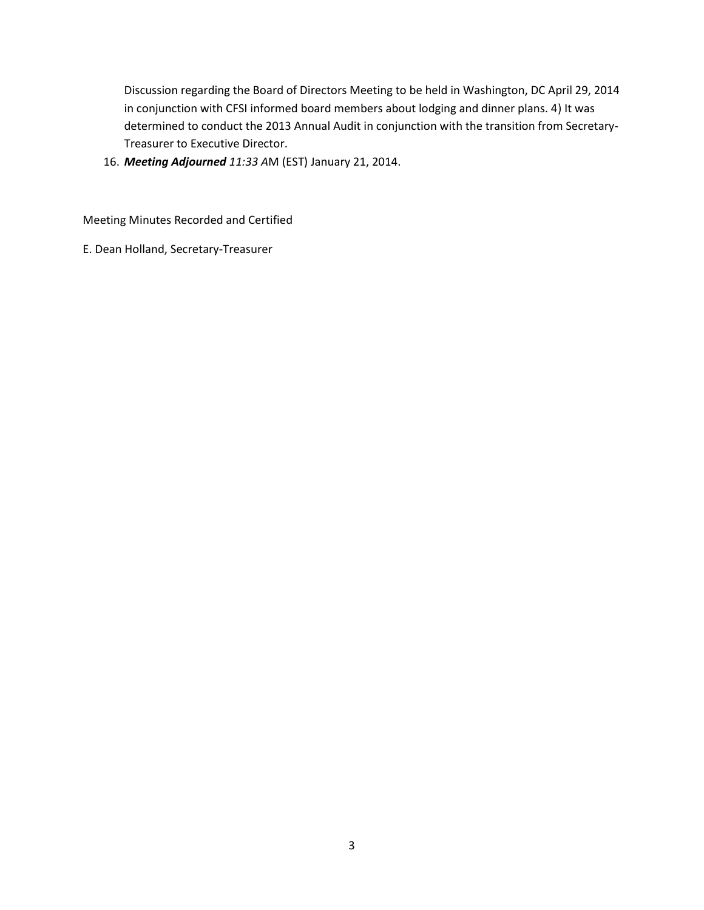Discussion regarding the Board of Directors Meeting to be held in Washington, DC April 29, 2014 in conjunction with CFSI informed board members about lodging and dinner plans. 4) It was determined to conduct the 2013 Annual Audit in conjunction with the transition from Secretary-Treasurer to Executive Director.

16. ***Meeting Adjourned*** *11:33 A*M (EST) January 21, 2014.

Meeting Minutes Recorded and Certified

E. Dean Holland, Secretary-Treasurer